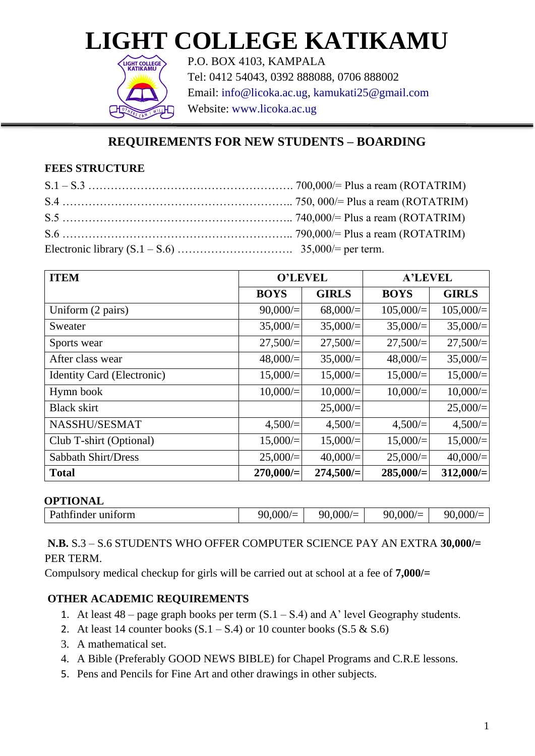# LIGHT COLLEGE KATIKAMU

P.O. BOX 4103, KAMPALA
Tel: 0412 54043, 0392 888088, 0706 888002
Email: info@licoka.ac.ug, kamukati25@gmail.com
Website: www.licoka.ac.ug

## REQUIREMENTS FOR NEW STUDENTS – BOARDING

### FEES STRUCTURE

S.1 – S.3 ………………………………………………. 700,000/= Plus a ream (ROTATRIM)
S.4 …………………………………………………….. 750, 000/= Plus a ream (ROTATRIM)
S.5 …………………………………………………….. 740,000/= Plus a ream (ROTATRIM)
S.6 …………………………………………………….. 790,000/= Plus a ream (ROTATRIM)
Electronic library (S.1 – S.6) …………………………. 35,000/= per term.

| ITEM | O'LEVEL | | A'LEVEL | |
|---|---|---|---|---|
| | BOYS | GIRLS | BOYS | GIRLS |
| Uniform (2 pairs) | 90,000/= | 68,000/= | 105,000/= | 105,000/= |
| Sweater | 35,000/= | 35,000/= | 35,000/= | 35,000/= |
| Sports wear | 27,500/= | 27,500/= | 27,500/= | 27,500/= |
| After class wear | 48,000/= | 35,000/= | 48,000/= | 35,000/= |
| Identity Card (Electronic) | 15,000/= | 15,000/= | 15,000/= | 15,000/= |
| Hymn book | 10,000/= | 10,000/= | 10,000/= | 10,000/= |
| Black skirt | | 25,000/= | | 25,000/= |
| NASSHU/SESMAT | 4,500/= | 4,500/= | 4,500/= | 4,500/= |
| Club T-shirt (Optional) | 15,000/= | 15,000/= | 15,000/= | 15,000/= |
| Sabbath Shirt/Dress | 25,000/= | 40,000/= | 25,000/= | 40,000/= |
| **Total** | **270,000/=** | **274,500/=** | **285,000/=** | **312,000/=** |

**OPTIONAL**

| Pathfinder uniform | 90,000/= | 90,000/= | 90,000/= | 90,000/= |
|---|---|---|---|---|

**N.B.** S.3 – S.6 STUDENTS WHO OFFER COMPUTER SCIENCE PAY AN EXTRA **30,000/=** PER TERM.
Compulsory medical checkup for girls will be carried out at school at a fee of **7,000/=**

### OTHER ACADEMIC REQUIREMENTS

1. At least 48 – page graph books per term (S.1 – S.4) and A' level Geography students.
2. At least 14 counter books (S.1 – S.4) or 10 counter books (S.5 & S.6)
3. A mathematical set.
4. A Bible (Preferably GOOD NEWS BIBLE) for Chapel Programs and C.R.E lessons.
5. Pens and Pencils for Fine Art and other drawings in other subjects.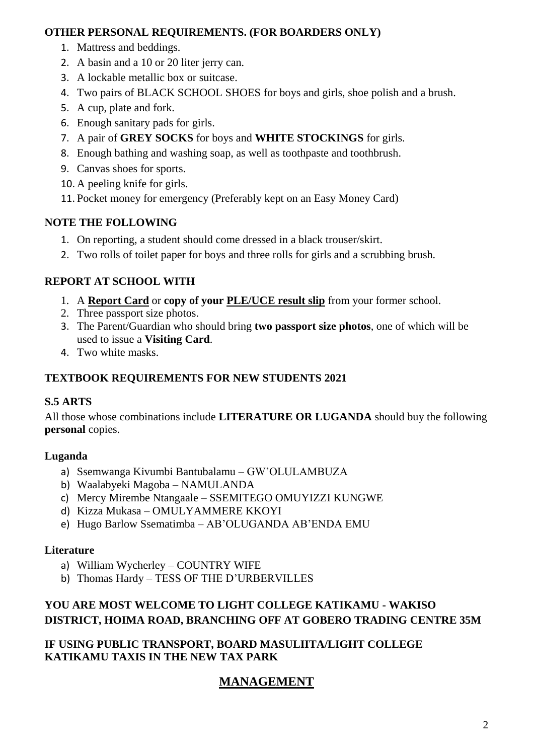### OTHER PERSONAL REQUIREMENTS. (FOR BOARDERS ONLY)

1. Mattress and beddings.
2. A basin and a 10 or 20 liter jerry can.
3. A lockable metallic box or suitcase.
4. Two pairs of BLACK SCHOOL SHOES for boys and girls, shoe polish and a brush.
5. A cup, plate and fork.
6. Enough sanitary pads for girls.
7. A pair of **GREY SOCKS** for boys and **WHITE STOCKINGS** for girls.
8. Enough bathing and washing soap, as well as toothpaste and toothbrush.
9. Canvas shoes for sports.
10. A peeling knife for girls.
11. Pocket money for emergency (Preferably kept on an Easy Money Card)

### NOTE THE FOLLOWING

1. On reporting, a student should come dressed in a black trouser/skirt.
2. Two rolls of toilet paper for boys and three rolls for girls and a scrubbing brush.

### REPORT AT SCHOOL WITH

1. A **Report Card** or **copy of your PLE/UCE result slip** from your former school.
2. Three passport size photos.
3. The Parent/Guardian who should bring **two passport size photos**, one of which will be used to issue a **Visiting Card**.
4. Two white masks.

### TEXTBOOK REQUIREMENTS FOR NEW STUDENTS 2021

### S.5 ARTS

All those whose combinations include **LITERATURE OR LUGANDA** should buy the following **personal** copies.

#### Luganda

a) Ssemwanga Kivumbi Bantubalamu – GW'OLULAMBUZA
b) Waalabyeki Magoba – NAMULANDA
c) Mercy Mirembe Ntangaale – SSEMITEGO OMUYIZZI KUNGWE
d) Kizza Mukasa – OMULYAMMERE KKOYI
e) Hugo Barlow Ssematimba – AB'OLUGANDA AB'ENDA EMU

#### Literature

a) William Wycherley – COUNTRY WIFE
b) Thomas Hardy – TESS OF THE D'URBERVILLES

**YOU ARE MOST WELCOME TO LIGHT COLLEGE KATIKAMU - WAKISO DISTRICT, HOIMA ROAD, BRANCHING OFF AT GOBERO TRADING CENTRE 35M**

**IF USING PUBLIC TRANSPORT, BOARD MASULIITA/LIGHT COLLEGE KATIKAMU TAXIS IN THE NEW TAX PARK**

## MANAGEMENT